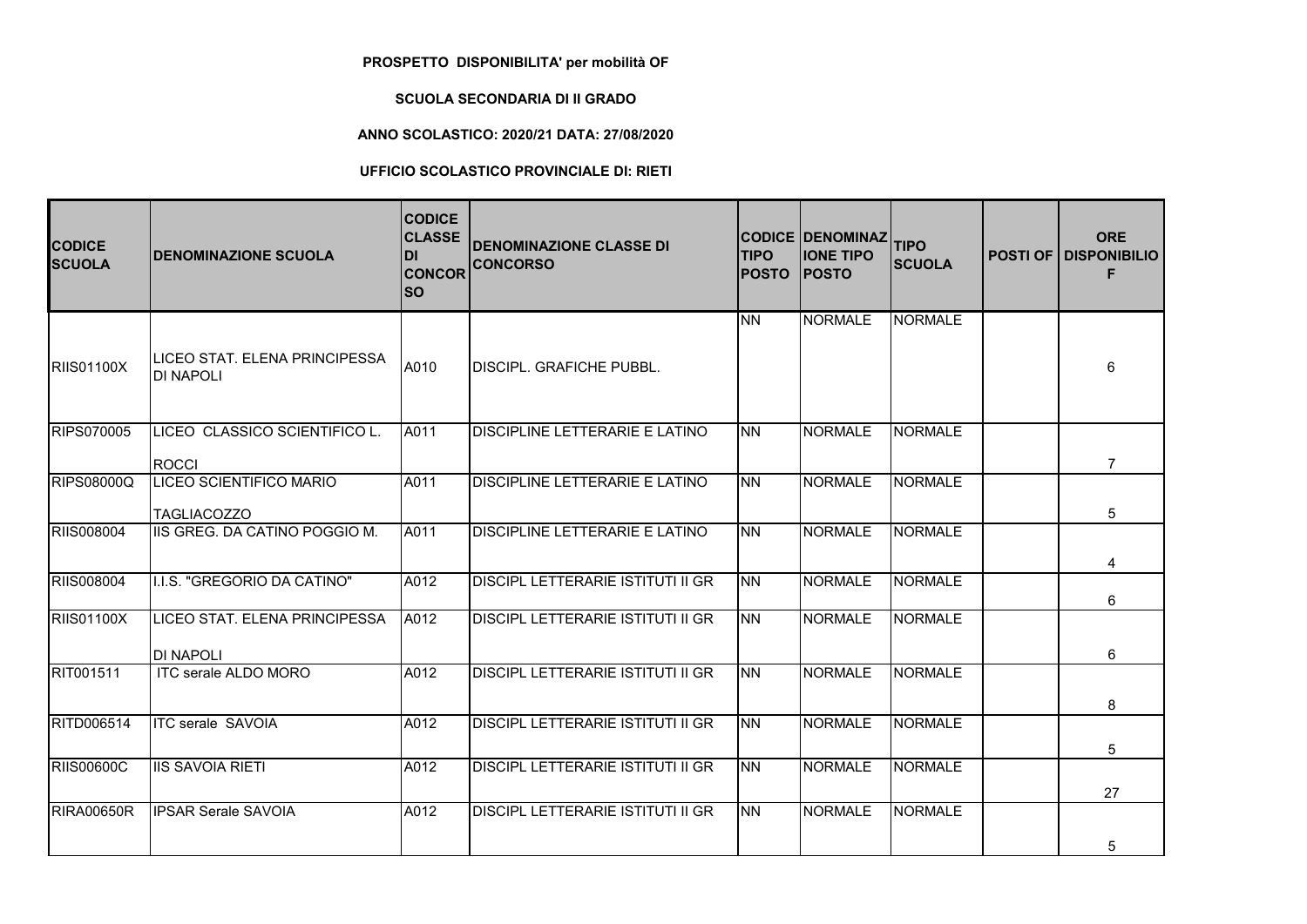**PROSPETTO DISPONIBILITA' per mobilità OF**

**SCUOLA SECONDARIA DI II GRADO**

**ANNO SCOLASTICO: 2020/21 DATA: 27/08/2020**

**UFFICIO SCOLASTICO PROVINCIALE DI: RIETI**

| CODICE SCUOLA | DENOMINAZIONE SCUOLA | CODICE CLASSE DI CONCORSO | DENOMINAZIONE CLASSE DI CONCORSO | CODICE TIPO POSTO | DENOMINAZIONE TIPO POSTO | TIPO SCUOLA | POSTI OF | ORE DISPONIBILI OF |
|---|---|---|---|---|---|---|---|---|
| RIIS01100X | LICEO STAT. ELENA PRINCIPESSA DI NAPOLI | A010 | DISCIPL. GRAFICHE PUBBL. | NN | NORMALE | NORMALE | | 6 |
| RIPS070005 | LICEO CLASSICO SCIENTIFICO L. ROCCI | A011 | DISCIPLINE LETTERARIE E LATINO | NN | NORMALE | NORMALE | | 7 |
| RIPS08000Q | LICEO SCIENTIFICO MARIO TAGLIACOZZO | A011 | DISCIPLINE LETTERARIE E LATINO | NN | NORMALE | NORMALE | | 5 |
| RIIS008004 | IIS GREG. DA CATINO POGGIO M. | A011 | DISCIPLINE LETTERARIE E LATINO | NN | NORMALE | NORMALE | | 4 |
| RIIS008004 | I.I.S. "GREGORIO DA CATINO" | A012 | DISCIPL LETTERARIE ISTITUTI II GR | NN | NORMALE | NORMALE | | 6 |
| RIIS01100X | LICEO STAT. ELENA PRINCIPESSA DI NAPOLI | A012 | DISCIPL LETTERARIE ISTITUTI II GR | NN | NORMALE | NORMALE | | 6 |
| RIT001511 | ITC serale ALDO MORO | A012 | DISCIPL LETTERARIE ISTITUTI II GR | NN | NORMALE | NORMALE | | 8 |
| RITD006514 | ITC serale SAVOIA | A012 | DISCIPL LETTERARIE ISTITUTI II GR | NN | NORMALE | NORMALE | | 5 |
| RIIS00600C | IIS SAVOIA RIETI | A012 | DISCIPL LETTERARIE ISTITUTI II GR | NN | NORMALE | NORMALE | | 27 |
| RIRA00650R | IPSAR Serale SAVOIA | A012 | DISCIPL LETTERARIE ISTITUTI II GR | NN | NORMALE | NORMALE | | 5 |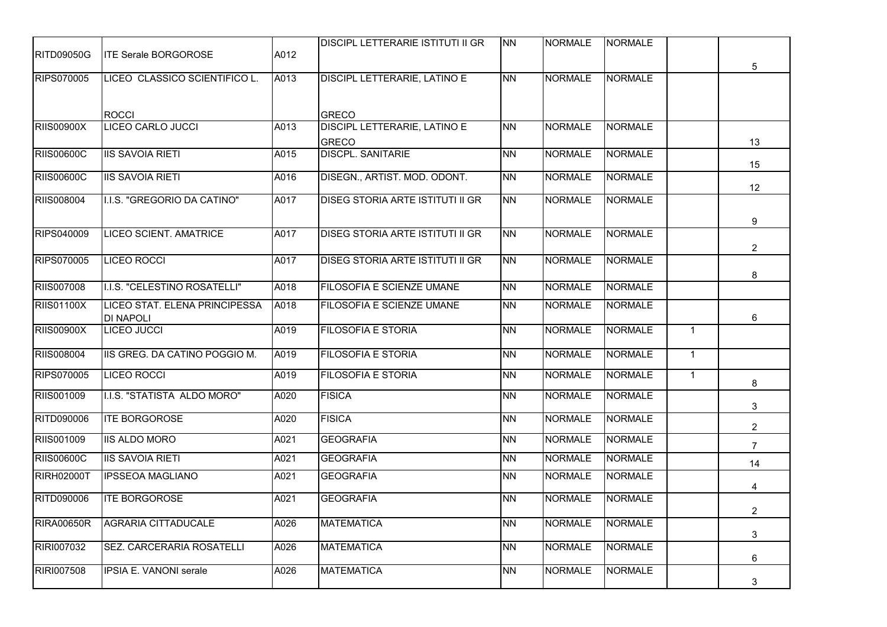| RITD09050G | ITE Serale BORGOROSE | A012 | DISCIPL LETTERARIE ISTITUTI II GR | NN | NORMALE | NORMALE | | 5 |
|---|---|---|---|---|---|---|---|---|
| RIPS070005 | LICEO CLASSICO SCIENTIFICO L. ROCCI | A013 | DISCIPL LETTERARIE, LATINO E GRECO | NN | NORMALE | NORMALE | | |
| RIIS00900X | LICEO CARLO JUCCI | A013 | DISCIPL LETTERARIE, LATINO E GRECO | NN | NORMALE | NORMALE | | 13 |
| RIIS00600C | IIS SAVOIA RIETI | A015 | DISCPL. SANITARIE | NN | NORMALE | NORMALE | | 15 |
| RIIS00600C | IIS SAVOIA RIETI | A016 | DISEGN., ARTIST. MOD. ODONT. | NN | NORMALE | NORMALE | | 12 |
| RIIS008004 | I.I.S. "GREGORIO DA CATINO" | A017 | DISEG STORIA ARTE ISTITUTI II GR | NN | NORMALE | NORMALE | | 9 |
| RIPS040009 | LICEO SCIENT. AMATRICE | A017 | DISEG STORIA ARTE ISTITUTI II GR | NN | NORMALE | NORMALE | | 2 |
| RIPS070005 | LICEO ROCCI | A017 | DISEG STORIA ARTE ISTITUTI II GR | NN | NORMALE | NORMALE | | 8 |
| RIIS007008 | I.I.S. "CELESTINO ROSATELLI" | A018 | FILOSOFIA E SCIENZE UMANE | NN | NORMALE | NORMALE | | |
| RIIS01100X | LICEO STAT. ELENA PRINCIPESSA DI NAPOLI | A018 | FILOSOFIA E SCIENZE UMANE | NN | NORMALE | NORMALE | | 6 |
| RIIS00900X | LICEO JUCCI | A019 | FILOSOFIA E STORIA | NN | NORMALE | NORMALE | 1 | |
| RIIS008004 | IIS GREG. DA CATINO POGGIO M. | A019 | FILOSOFIA E STORIA | NN | NORMALE | NORMALE | 1 | |
| RIPS070005 | LICEO ROCCI | A019 | FILOSOFIA E STORIA | NN | NORMALE | NORMALE | 1 | 8 |
| RIIS001009 | I.I.S. "STATISTA ALDO MORO" | A020 | FISICA | NN | NORMALE | NORMALE | | 3 |
| RITD090006 | ITE BORGOROSE | A020 | FISICA | NN | NORMALE | NORMALE | | 2 |
| RIIS001009 | IIS ALDO MORO | A021 | GEOGRAFIA | NN | NORMALE | NORMALE | | 7 |
| RIIS00600C | IIS SAVOIA RIETI | A021 | GEOGRAFIA | NN | NORMALE | NORMALE | | 14 |
| RIRH02000T | IPSSEOA MAGLIANO | A021 | GEOGRAFIA | NN | NORMALE | NORMALE | | 4 |
| RITD090006 | ITE BORGOROSE | A021 | GEOGRAFIA | NN | NORMALE | NORMALE | | 2 |
| RIRA00650R | AGRARIA CITTADUCALE | A026 | MATEMATICA | NN | NORMALE | NORMALE | | 3 |
| RIRI007032 | SEZ. CARCERARIA ROSATELLI | A026 | MATEMATICA | NN | NORMALE | NORMALE | | 6 |
| RIRI007508 | IPSIA E. VANONI serale | A026 | MATEMATICA | NN | NORMALE | NORMALE | | 3 |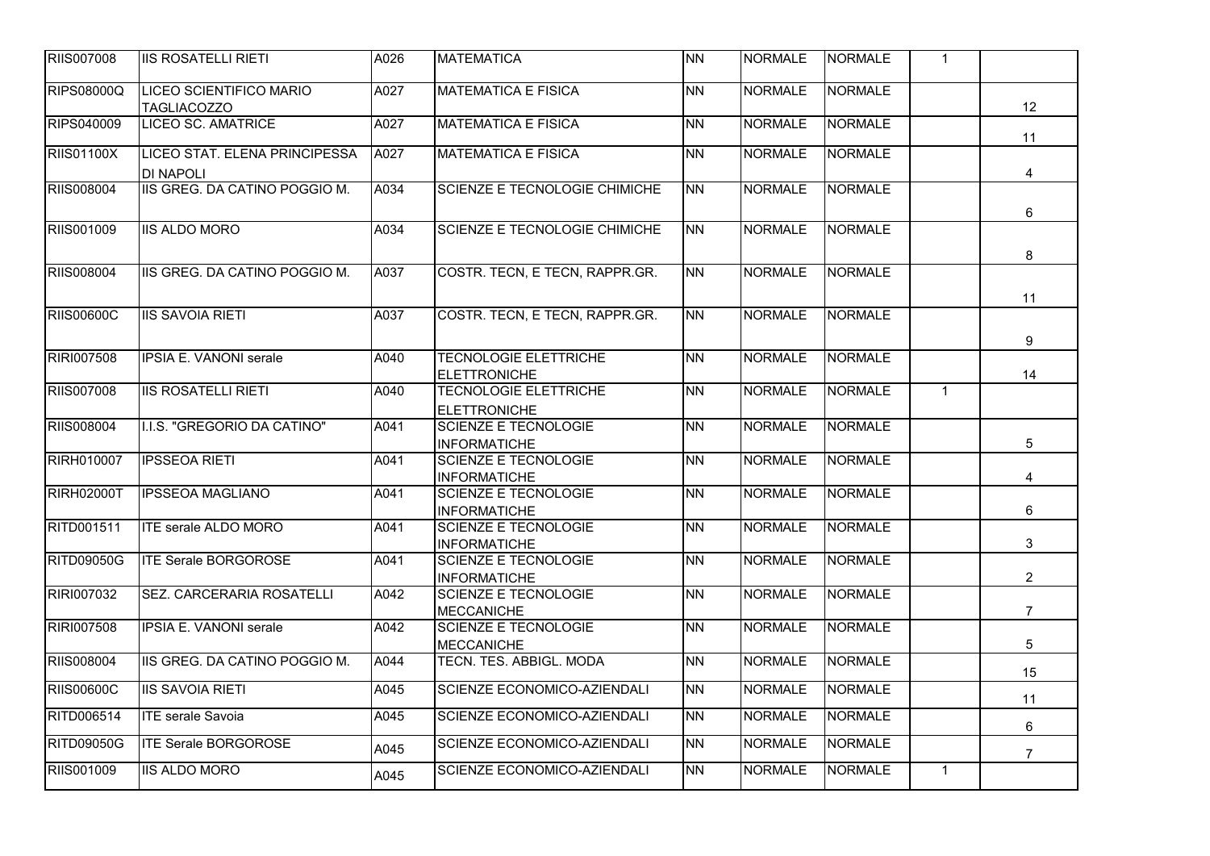| RIIS007008 | IIS ROSATELLI RIETI | A026 | MATEMATICA | NN | NORMALE | NORMALE | 1 | |
|---|---|---|---|---|---|---|---|---|
| RIPS08000Q | LICEO SCIENTIFICO MARIO TAGLIACOZZO | A027 | MATEMATICA E FISICA | NN | NORMALE | NORMALE | | 12 |
| RIPS040009 | LICEO SC. AMATRICE | A027 | MATEMATICA E FISICA | NN | NORMALE | NORMALE | | 11 |
| RIIS01100X | LICEO STAT. ELENA PRINCIPESSA DI NAPOLI | A027 | MATEMATICA E FISICA | NN | NORMALE | NORMALE | | 4 |
| RIIS008004 | IIS GREG. DA CATINO POGGIO M. | A034 | SCIENZE E TECNOLOGIE CHIMICHE | NN | NORMALE | NORMALE | | 6 |
| RIIS001009 | IIS ALDO MORO | A034 | SCIENZE E TECNOLOGIE CHIMICHE | NN | NORMALE | NORMALE | | 8 |
| RIIS008004 | IIS GREG. DA CATINO POGGIO M. | A037 | COSTR. TECN, E TECN, RAPPR.GR. | NN | NORMALE | NORMALE | | 11 |
| RIIS00600C | IIS SAVOIA RIETI | A037 | COSTR. TECN, E TECN, RAPPR.GR. | NN | NORMALE | NORMALE | | 9 |
| RIRI007508 | IPSIA E. VANONI serale | A040 | TECNOLOGIE ELETTRICHE ELETTRONICHE | NN | NORMALE | NORMALE | | 14 |
| RIIS007008 | IIS ROSATELLI RIETI | A040 | TECNOLOGIE ELETTRICHE ELETTRONICHE | NN | NORMALE | NORMALE | 1 | |
| RIIS008004 | I.I.S. "GREGORIO DA CATINO" | A041 | SCIENZE E TECNOLOGIE INFORMATICHE | NN | NORMALE | NORMALE | | 5 |
| RIRH010007 | IPSSEOA RIETI | A041 | SCIENZE E TECNOLOGIE INFORMATICHE | NN | NORMALE | NORMALE | | 4 |
| RIRH02000T | IPSSEOA MAGLIANO | A041 | SCIENZE E TECNOLOGIE INFORMATICHE | NN | NORMALE | NORMALE | | 6 |
| RITD001511 | ITE serale ALDO MORO | A041 | SCIENZE E TECNOLOGIE INFORMATICHE | NN | NORMALE | NORMALE | | 3 |
| RITD09050G | ITE Serale BORGOROSE | A041 | SCIENZE E TECNOLOGIE INFORMATICHE | NN | NORMALE | NORMALE | | 2 |
| RIRI007032 | SEZ. CARCERARIA ROSATELLI | A042 | SCIENZE E TECNOLOGIE MECCANICHE | NN | NORMALE | NORMALE | | 7 |
| RIRI007508 | IPSIA E. VANONI serale | A042 | SCIENZE E TECNOLOGIE MECCANICHE | NN | NORMALE | NORMALE | | 5 |
| RIIS008004 | IIS GREG. DA CATINO POGGIO M. | A044 | TECN. TES. ABBIGL. MODA | NN | NORMALE | NORMALE | | 15 |
| RIIS00600C | IIS SAVOIA RIETI | A045 | SCIENZE ECONOMICO-AZIENDALI | NN | NORMALE | NORMALE | | 11 |
| RITD006514 | ITE serale Savoia | A045 | SCIENZE ECONOMICO-AZIENDALI | NN | NORMALE | NORMALE | | 6 |
| RITD09050G | ITE Serale BORGOROSE | A045 | SCIENZE ECONOMICO-AZIENDALI | NN | NORMALE | NORMALE | | 7 |
| RIIS001009 | IIS ALDO MORO | A045 | SCIENZE ECONOMICO-AZIENDALI | NN | NORMALE | NORMALE | 1 | |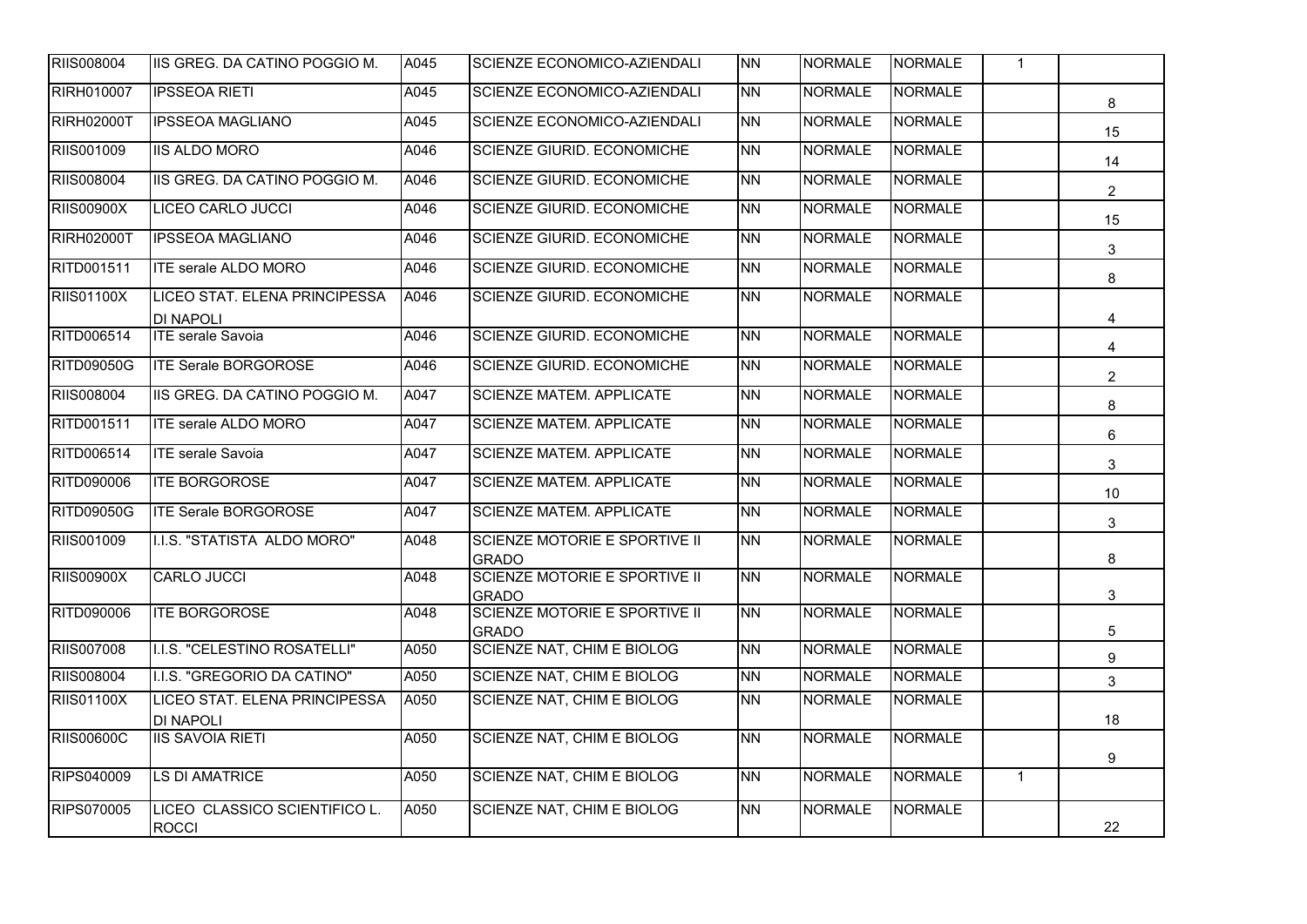| | | | | | | | | |
|---|---|---|---|---|---|---|---|---|
| RIIS008004 | IIS GREG. DA CATINO POGGIO M. | A045 | SCIENZE ECONOMICO-AZIENDALI | NN | NORMALE | NORMALE | 1 | |
| RIRH010007 | IPSSEOA RIETI | A045 | SCIENZE ECONOMICO-AZIENDALI | NN | NORMALE | NORMALE | | 8 |
| RIRH02000T | IPSSEOA MAGLIANO | A045 | SCIENZE ECONOMICO-AZIENDALI | NN | NORMALE | NORMALE | | 15 |
| RIIS001009 | IIS ALDO MORO | A046 | SCIENZE GIURID. ECONOMICHE | NN | NORMALE | NORMALE | | 14 |
| RIIS008004 | IIS GREG. DA CATINO POGGIO M. | A046 | SCIENZE GIURID. ECONOMICHE | NN | NORMALE | NORMALE | | 2 |
| RIIS00900X | LICEO CARLO JUCCI | A046 | SCIENZE GIURID. ECONOMICHE | NN | NORMALE | NORMALE | | 15 |
| RIRH02000T | IPSSEOA MAGLIANO | A046 | SCIENZE GIURID. ECONOMICHE | NN | NORMALE | NORMALE | | 3 |
| RITD001511 | ITE serale ALDO MORO | A046 | SCIENZE GIURID. ECONOMICHE | NN | NORMALE | NORMALE | | 8 |
| RIIS01100X | LICEO STAT. ELENA PRINCIPESSA DI NAPOLI | A046 | SCIENZE GIURID. ECONOMICHE | NN | NORMALE | NORMALE | | 4 |
| RITD006514 | ITE serale Savoia | A046 | SCIENZE GIURID. ECONOMICHE | NN | NORMALE | NORMALE | | 4 |
| RITD09050G | ITE Serale BORGOROSE | A046 | SCIENZE GIURID. ECONOMICHE | NN | NORMALE | NORMALE | | 2 |
| RIIS008004 | IIS GREG. DA CATINO POGGIO M. | A047 | SCIENZE MATEM. APPLICATE | NN | NORMALE | NORMALE | | 8 |
| RITD001511 | ITE serale ALDO MORO | A047 | SCIENZE MATEM. APPLICATE | NN | NORMALE | NORMALE | | 6 |
| RITD006514 | ITE serale Savoia | A047 | SCIENZE MATEM. APPLICATE | NN | NORMALE | NORMALE | | 3 |
| RITD090006 | ITE BORGOROSE | A047 | SCIENZE MATEM. APPLICATE | NN | NORMALE | NORMALE | | 10 |
| RITD09050G | ITE Serale BORGOROSE | A047 | SCIENZE MATEM. APPLICATE | NN | NORMALE | NORMALE | | 3 |
| RIIS001009 | I.I.S. "STATISTA ALDO MORO" | A048 | SCIENZE MOTORIE E SPORTIVE II GRADO | NN | NORMALE | NORMALE | | 8 |
| RIIS00900X | CARLO JUCCI | A048 | SCIENZE MOTORIE E SPORTIVE II GRADO | NN | NORMALE | NORMALE | | 3 |
| RITD090006 | ITE BORGOROSE | A048 | SCIENZE MOTORIE E SPORTIVE II GRADO | NN | NORMALE | NORMALE | | 5 |
| RIIS007008 | I.I.S. "CELESTINO ROSATELLI" | A050 | SCIENZE NAT, CHIM E BIOLOG | NN | NORMALE | NORMALE | | 9 |
| RIIS008004 | I.I.S. "GREGORIO DA CATINO" | A050 | SCIENZE NAT, CHIM E BIOLOG | NN | NORMALE | NORMALE | | 3 |
| RIIS01100X | LICEO STAT. ELENA PRINCIPESSA DI NAPOLI | A050 | SCIENZE NAT, CHIM E BIOLOG | NN | NORMALE | NORMALE | | 18 |
| RIIS00600C | IIS SAVOIA RIETI | A050 | SCIENZE NAT, CHIM E BIOLOG | NN | NORMALE | NORMALE | | 9 |
| RIPS040009 | LS DI AMATRICE | A050 | SCIENZE NAT, CHIM E BIOLOG | NN | NORMALE | NORMALE | 1 | |
| RIPS070005 | LICEO CLASSICO SCIENTIFICO L. ROCCI | A050 | SCIENZE NAT, CHIM E BIOLOG | NN | NORMALE | NORMALE | | 22 |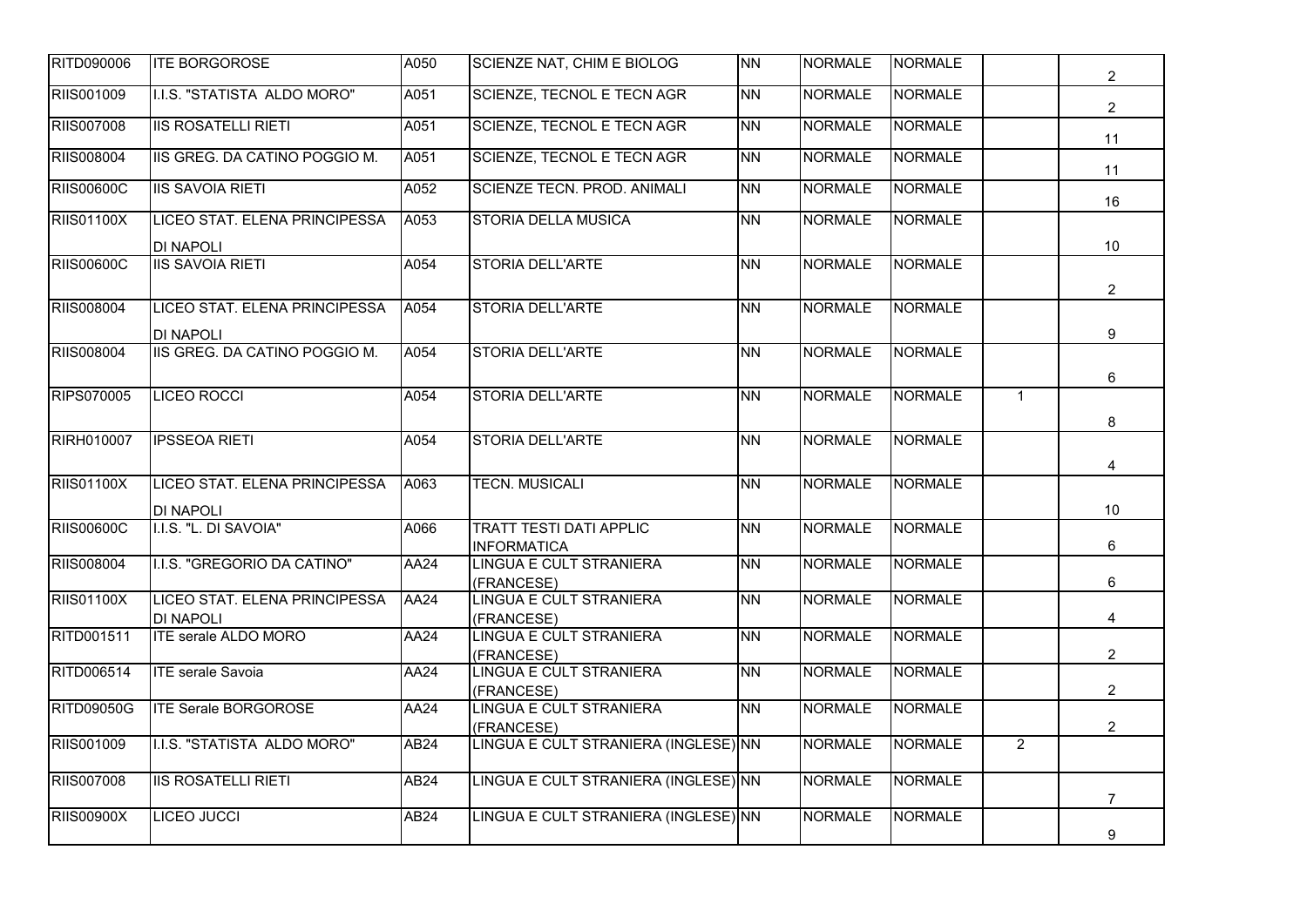| | | | | | | | | |
|---|---|---|---|---|---|---|---|---|
| RITD090006 | ITE BORGOROSE | A050 | SCIENZE NAT, CHIM E BIOLOG | NN | NORMALE | NORMALE | | 2 |
| RIIS001009 | I.I.S. "STATISTA ALDO MORO" | A051 | SCIENZE, TECNOL E TECN AGR | NN | NORMALE | NORMALE | | 2 |
| RIIS007008 | IIS ROSATELLI RIETI | A051 | SCIENZE, TECNOL E TECN AGR | NN | NORMALE | NORMALE | | 11 |
| RIIS008004 | IIS GREG. DA CATINO POGGIO M. | A051 | SCIENZE, TECNOL E TECN AGR | NN | NORMALE | NORMALE | | 11 |
| RIIS00600C | IIS SAVOIA RIETI | A052 | SCIENZE TECN. PROD. ANIMALI | NN | NORMALE | NORMALE | | 16 |
| RIIS01100X | LICEO STAT. ELENA PRINCIPESSA DI NAPOLI | A053 | STORIA DELLA MUSICA | NN | NORMALE | NORMALE | | 10 |
| RIIS00600C | IIS SAVOIA RIETI | A054 | STORIA DELL'ARTE | NN | NORMALE | NORMALE | | 2 |
| RIIS008004 | LICEO STAT. ELENA PRINCIPESSA DI NAPOLI | A054 | STORIA DELL'ARTE | NN | NORMALE | NORMALE | | 9 |
| RIIS008004 | IIS GREG. DA CATINO POGGIO M. | A054 | STORIA DELL'ARTE | NN | NORMALE | NORMALE | | 6 |
| RIPS070005 | LICEO ROCCI | A054 | STORIA DELL'ARTE | NN | NORMALE | NORMALE | 1 | 8 |
| RIRH010007 | IPSSEOA RIETI | A054 | STORIA DELL'ARTE | NN | NORMALE | NORMALE | | 4 |
| RIIS01100X | LICEO STAT. ELENA PRINCIPESSA DI NAPOLI | A063 | TECN. MUSICALI | NN | NORMALE | NORMALE | | 10 |
| RIIS00600C | I.I.S. "L. DI SAVOIA" | A066 | TRATT TESTI DATI APPLIC INFORMATICA | NN | NORMALE | NORMALE | | 6 |
| RIIS008004 | I.I.S. "GREGORIO DA CATINO" | AA24 | LINGUA E CULT STRANIERA (FRANCESE) | NN | NORMALE | NORMALE | | 6 |
| RIIS01100X | LICEO STAT. ELENA PRINCIPESSA DI NAPOLI | AA24 | LINGUA E CULT STRANIERA (FRANCESE) | NN | NORMALE | NORMALE | | 4 |
| RITD001511 | ITE serale ALDO MORO | AA24 | LINGUA E CULT STRANIERA (FRANCESE) | NN | NORMALE | NORMALE | | 2 |
| RITD006514 | ITE serale Savoia | AA24 | LINGUA E CULT STRANIERA (FRANCESE) | NN | NORMALE | NORMALE | | 2 |
| RITD09050G | ITE Serale BORGOROSE | AA24 | LINGUA E CULT STRANIERA (FRANCESE) | NN | NORMALE | NORMALE | | 2 |
| RIIS001009 | I.I.S. "STATISTA ALDO MORO" | AB24 | LINGUA E CULT STRANIERA (INGLESE) | NN | NORMALE | NORMALE | 2 | |
| RIIS007008 | IIS ROSATELLI RIETI | AB24 | LINGUA E CULT STRANIERA (INGLESE) | NN | NORMALE | NORMALE | | 7 |
| RIIS00900X | LICEO JUCCI | AB24 | LINGUA E CULT STRANIERA (INGLESE) | NN | NORMALE | NORMALE | | 9 |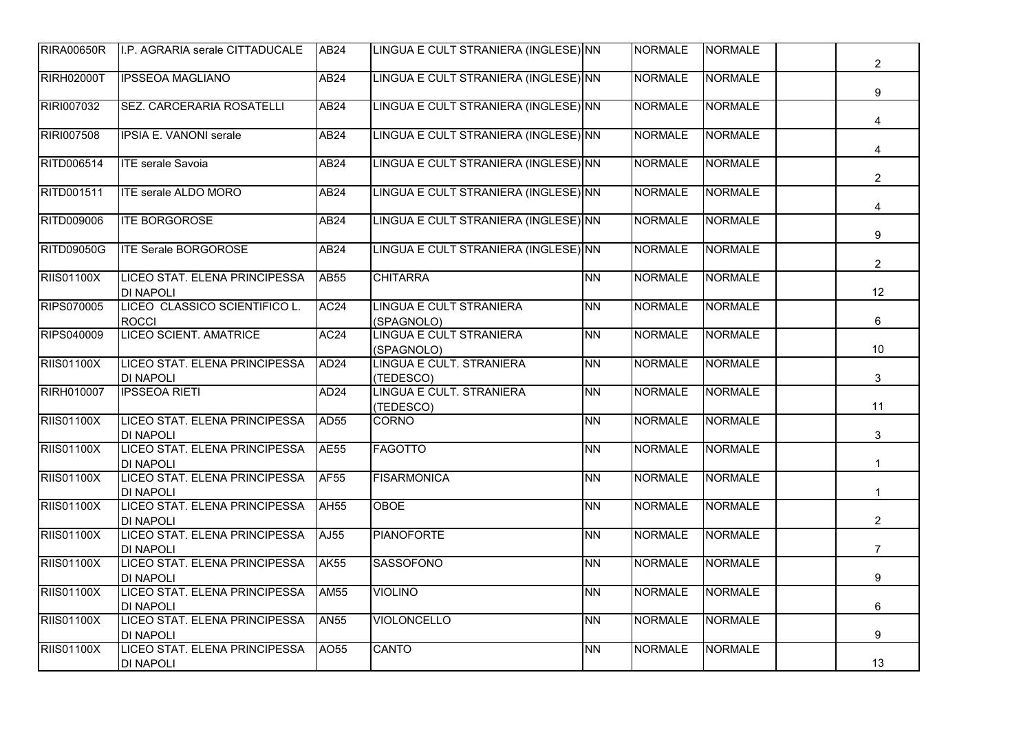| | | | | | | | | |
|---|---|---|---|---|---|---|---|---|
| RIRA00650R | I.P. AGRARIA serale CITTADUCALE | AB24 | LINGUA E CULT STRANIERA (INGLESE) | NN | NORMALE | NORMALE | | 2 |
| RIRH02000T | IPSSEOA MAGLIANO | AB24 | LINGUA E CULT STRANIERA (INGLESE) | NN | NORMALE | NORMALE | | 9 |
| RIRI007032 | SEZ. CARCERARIA ROSATELLI | AB24 | LINGUA E CULT STRANIERA (INGLESE) | NN | NORMALE | NORMALE | | 4 |
| RIRI007508 | IPSIA E. VANONI serale | AB24 | LINGUA E CULT STRANIERA (INGLESE) | NN | NORMALE | NORMALE | | 4 |
| RITD006514 | ITE serale Savoia | AB24 | LINGUA E CULT STRANIERA (INGLESE) | NN | NORMALE | NORMALE | | 2 |
| RITD001511 | ITE serale ALDO MORO | AB24 | LINGUA E CULT STRANIERA (INGLESE) | NN | NORMALE | NORMALE | | 4 |
| RITD009006 | ITE BORGOROSE | AB24 | LINGUA E CULT STRANIERA (INGLESE) | NN | NORMALE | NORMALE | | 9 |
| RITD09050G | ITE Serale BORGOROSE | AB24 | LINGUA E CULT STRANIERA (INGLESE) | NN | NORMALE | NORMALE | | 2 |
| RIIS01100X | LICEO STAT. ELENA PRINCIPESSA DI NAPOLI | AB55 | CHITARRA | NN | NORMALE | NORMALE | | 12 |
| RIPS070005 | LICEO CLASSICO SCIENTIFICO L. ROCCI | AC24 | LINGUA E CULT STRANIERA (SPAGNOLO) | NN | NORMALE | NORMALE | | 6 |
| RIPS040009 | LICEO SCIENT. AMATRICE | AC24 | LINGUA E CULT STRANIERA (SPAGNOLO) | NN | NORMALE | NORMALE | | 10 |
| RIIS01100X | LICEO STAT. ELENA PRINCIPESSA DI NAPOLI | AD24 | LINGUA E CULT. STRANIERA (TEDESCO) | NN | NORMALE | NORMALE | | 3 |
| RIRH010007 | IPSSEOA RIETI | AD24 | LINGUA E CULT. STRANIERA (TEDESCO) | NN | NORMALE | NORMALE | | 11 |
| RIIS01100X | LICEO STAT. ELENA PRINCIPESSA DI NAPOLI | AD55 | CORNO | NN | NORMALE | NORMALE | | 3 |
| RIIS01100X | LICEO STAT. ELENA PRINCIPESSA DI NAPOLI | AE55 | FAGOTTO | NN | NORMALE | NORMALE | | 1 |
| RIIS01100X | LICEO STAT. ELENA PRINCIPESSA DI NAPOLI | AF55 | FISARMONICA | NN | NORMALE | NORMALE | | 1 |
| RIIS01100X | LICEO STAT. ELENA PRINCIPESSA DI NAPOLI | AH55 | OBOE | NN | NORMALE | NORMALE | | 2 |
| RIIS01100X | LICEO STAT. ELENA PRINCIPESSA DI NAPOLI | AJ55 | PIANOFORTE | NN | NORMALE | NORMALE | | 7 |
| RIIS01100X | LICEO STAT. ELENA PRINCIPESSA DI NAPOLI | AK55 | SASSOFONO | NN | NORMALE | NORMALE | | 9 |
| RIIS01100X | LICEO STAT. ELENA PRINCIPESSA DI NAPOLI | AM55 | VIOLINO | NN | NORMALE | NORMALE | | 6 |
| RIIS01100X | LICEO STAT. ELENA PRINCIPESSA DI NAPOLI | AN55 | VIOLONCELLO | NN | NORMALE | NORMALE | | 9 |
| RIIS01100X | LICEO STAT. ELENA PRINCIPESSA DI NAPOLI | AO55 | CANTO | NN | NORMALE | NORMALE | | 13 |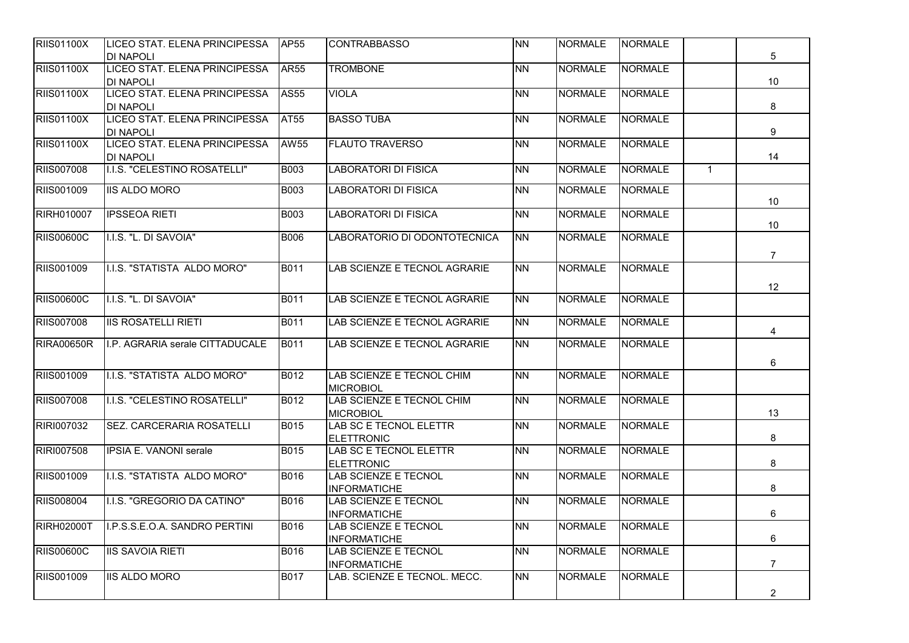| | | | | | | | | |
|---|---|---|---|---|---|---|---|---|
| RIIS01100X | LICEO STAT. ELENA PRINCIPESSA DI NAPOLI | AP55 | CONTRABBASSO | NN | NORMALE | NORMALE | | 5 |
| RIIS01100X | LICEO STAT. ELENA PRINCIPESSA DI NAPOLI | AR55 | TROMBONE | NN | NORMALE | NORMALE | | 10 |
| RIIS01100X | LICEO STAT. ELENA PRINCIPESSA DI NAPOLI | AS55 | VIOLA | NN | NORMALE | NORMALE | | 8 |
| RIIS01100X | LICEO STAT. ELENA PRINCIPESSA DI NAPOLI | AT55 | BASSO TUBA | NN | NORMALE | NORMALE | | 9 |
| RIIS01100X | LICEO STAT. ELENA PRINCIPESSA DI NAPOLI | AW55 | FLAUTO TRAVERSO | NN | NORMALE | NORMALE | | 14 |
| RIIS007008 | I.I.S. "CELESTINO ROSATELLI" | B003 | LABORATORI DI FISICA | NN | NORMALE | NORMALE | 1 | |
| RIIS001009 | IIS ALDO MORO | B003 | LABORATORI DI FISICA | NN | NORMALE | NORMALE | | 10 |
| RIRH010007 | IPSSEOA RIETI | B003 | LABORATORI DI FISICA | NN | NORMALE | NORMALE | | 10 |
| RIIS00600C | I.I.S. "L. DI SAVOIA" | B006 | LABORATORIO DI ODONTOTECNICA | NN | NORMALE | NORMALE | | 7 |
| RIIS001009 | I.I.S. "STATISTA ALDO MORO" | B011 | LAB SCIENZE E TECNOL AGRARIE | NN | NORMALE | NORMALE | | 12 |
| RIIS00600C | I.I.S. "L. DI SAVOIA" | B011 | LAB SCIENZE E TECNOL AGRARIE | NN | NORMALE | NORMALE | | |
| RIIS007008 | IIS ROSATELLI RIETI | B011 | LAB SCIENZE E TECNOL AGRARIE | NN | NORMALE | NORMALE | | 4 |
| RIRA00650R | I.P. AGRARIA serale CITTADUCALE | B011 | LAB SCIENZE E TECNOL AGRARIE | NN | NORMALE | NORMALE | | 6 |
| RIIS001009 | I.I.S. "STATISTA ALDO MORO" | B012 | LAB SCIENZE E TECNOL CHIM MICROBIOL | NN | NORMALE | NORMALE | | |
| RIIS007008 | I.I.S. "CELESTINO ROSATELLI" | B012 | LAB SCIENZE E TECNOL CHIM MICROBIOL | NN | NORMALE | NORMALE | | 13 |
| RIRI007032 | SEZ. CARCERARIA ROSATELLI | B015 | LAB SC E TECNOL ELETTR ELETTRONIC | NN | NORMALE | NORMALE | | 8 |
| RIRI007508 | IPSIA E. VANONI serale | B015 | LAB SC E TECNOL ELETTR ELETTRONIC | NN | NORMALE | NORMALE | | 8 |
| RIIS001009 | I.I.S. "STATISTA ALDO MORO" | B016 | LAB SCIENZE E TECNOL INFORMATICHE | NN | NORMALE | NORMALE | | 8 |
| RIIS008004 | I.I.S. "GREGORIO DA CATINO" | B016 | LAB SCIENZE E TECNOL INFORMATICHE | NN | NORMALE | NORMALE | | 6 |
| RIRH02000T | I.P.S.S.E.O.A. SANDRO PERTINI | B016 | LAB SCIENZE E TECNOL INFORMATICHE | NN | NORMALE | NORMALE | | 6 |
| RIIS00600C | IIS SAVOIA RIETI | B016 | LAB SCIENZE E TECNOL INFORMATICHE | NN | NORMALE | NORMALE | | 7 |
| RIIS001009 | IIS ALDO MORO | B017 | LAB. SCIENZE E TECNOL. MECC. | NN | NORMALE | NORMALE | | 2 |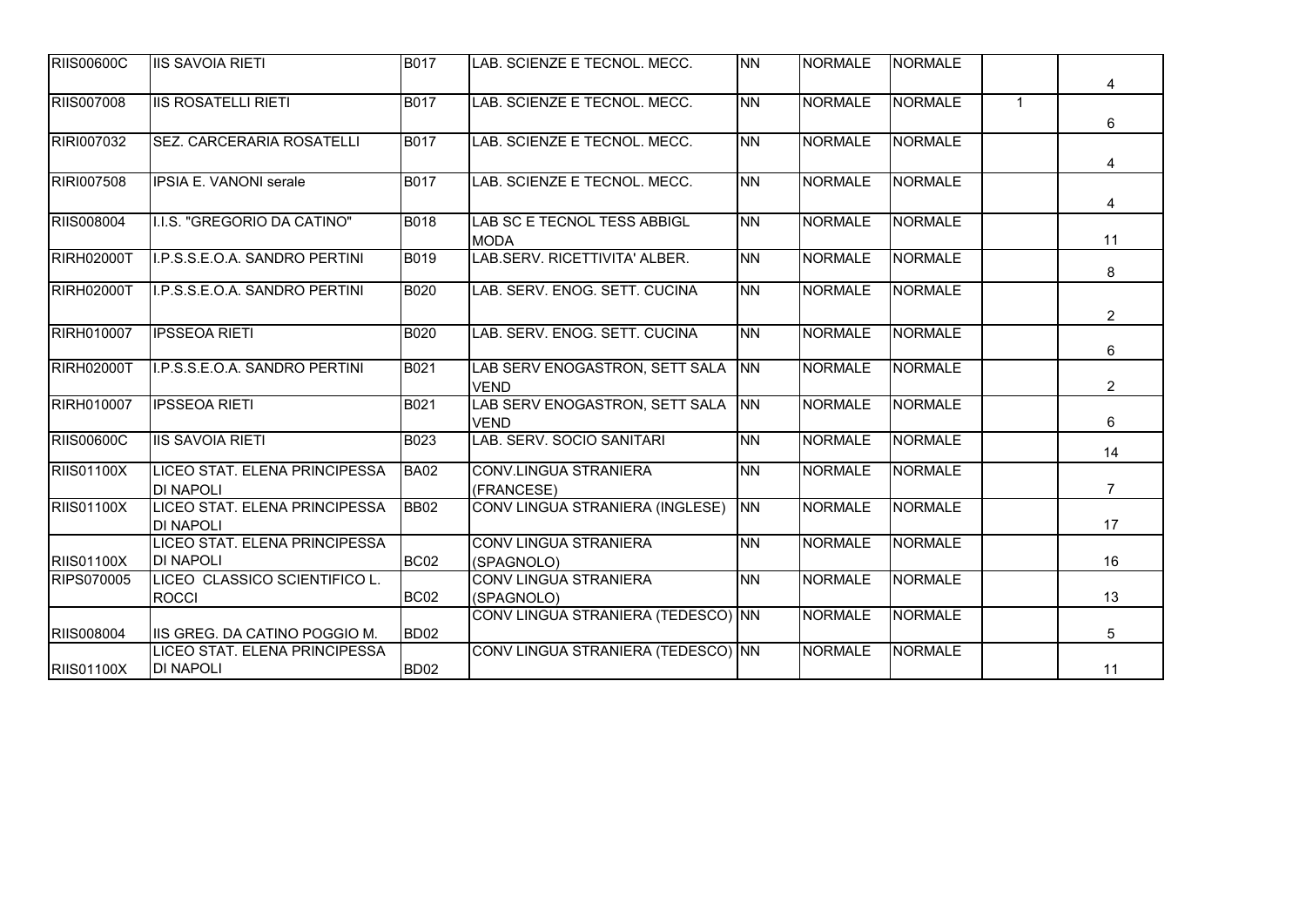| | | | | | | | | |
|---|---|---|---|---|---|---|---|---|
| RIIS00600C | IIS SAVOIA RIETI | B017 | LAB. SCIENZE E TECNOL. MECC. | NN | NORMALE | NORMALE | | 4 |
| RIIS007008 | IIS ROSATELLI RIETI | B017 | LAB. SCIENZE E TECNOL. MECC. | NN | NORMALE | NORMALE | 1 | 6 |
| RIRI007032 | SEZ. CARCERARIA ROSATELLI | B017 | LAB. SCIENZE E TECNOL. MECC. | NN | NORMALE | NORMALE | | 4 |
| RIRI007508 | IPSIA E. VANONI serale | B017 | LAB. SCIENZE E TECNOL. MECC. | NN | NORMALE | NORMALE | | 4 |
| RIIS008004 | I.I.S. "GREGORIO DA CATINO" | B018 | LAB SC E TECNOL TESS ABBIGL MODA | NN | NORMALE | NORMALE | | 11 |
| RIRH02000T | I.P.S.S.E.O.A. SANDRO PERTINI | B019 | LAB.SERV. RICETTIVITA' ALBER. | NN | NORMALE | NORMALE | | 8 |
| RIRH02000T | I.P.S.S.E.O.A. SANDRO PERTINI | B020 | LAB. SERV. ENOG. SETT. CUCINA | NN | NORMALE | NORMALE | | 2 |
| RIRH010007 | IPSSEOA RIETI | B020 | LAB. SERV. ENOG. SETT. CUCINA | NN | NORMALE | NORMALE | | 6 |
| RIRH02000T | I.P.S.S.E.O.A. SANDRO PERTINI | B021 | LAB SERV ENOGASTRON, SETT SALA VEND | NN | NORMALE | NORMALE | | 2 |
| RIRH010007 | IPSSEOA RIETI | B021 | LAB SERV ENOGASTRON, SETT SALA VEND | NN | NORMALE | NORMALE | | 6 |
| RIIS00600C | IIS SAVOIA RIETI | B023 | LAB. SERV. SOCIO SANITARI | NN | NORMALE | NORMALE | | 14 |
| RIIS01100X | LICEO STAT. ELENA PRINCIPESSA DI NAPOLI | BA02 | CONV.LINGUA STRANIERA (FRANCESE) | NN | NORMALE | NORMALE | | 7 |
| RIIS01100X | LICEO STAT. ELENA PRINCIPESSA DI NAPOLI | BB02 | CONV LINGUA STRANIERA (INGLESE) | NN | NORMALE | NORMALE | | 17 |
| RIIS01100X | LICEO STAT. ELENA PRINCIPESSA DI NAPOLI | BC02 | CONV LINGUA STRANIERA (SPAGNOLO) | NN | NORMALE | NORMALE | | 16 |
| RIPS070005 | LICEO CLASSICO SCIENTIFICO L. ROCCI | BC02 | CONV LINGUA STRANIERA (SPAGNOLO) | NN | NORMALE | NORMALE | | 13 |
| RIIS008004 | IIS GREG. DA CATINO POGGIO M. | BD02 | CONV LINGUA STRANIERA (TEDESCO) | NN | NORMALE | NORMALE | | 5 |
| RIIS01100X | LICEO STAT. ELENA PRINCIPESSA DI NAPOLI | BD02 | CONV LINGUA STRANIERA (TEDESCO) | NN | NORMALE | NORMALE | | 11 |